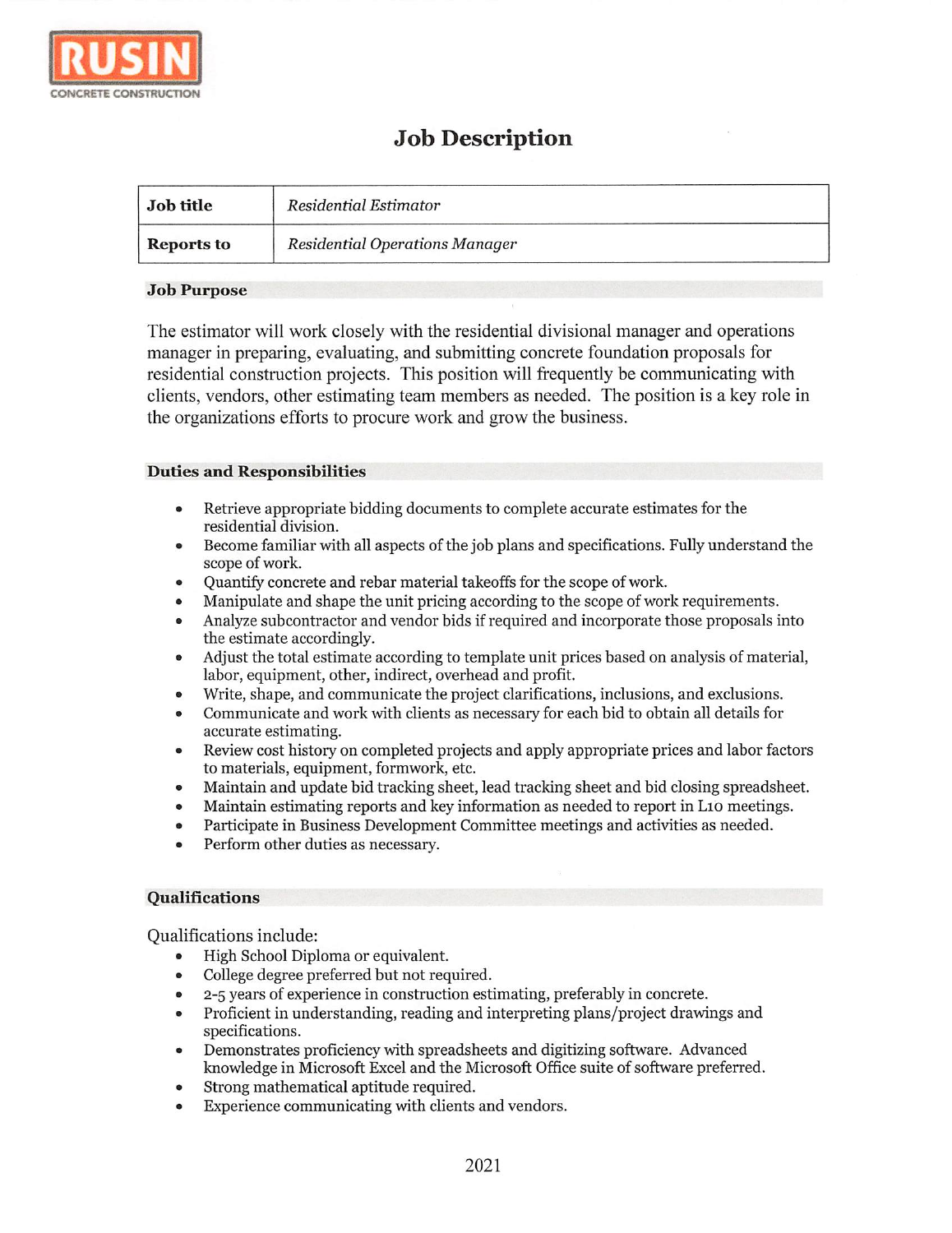RUSIN
CONCRETE CONSTRUCTION

# Job Description

| Job title | *Residential Estimator* |
|---|---|
| Reports to | *Residential Operations Manager* |

## Job Purpose

The estimator will work closely with the residential divisional manager and operations manager in preparing, evaluating, and submitting concrete foundation proposals for residential construction projects. This position will frequently be communicating with clients, vendors, other estimating team members as needed. The position is a key role in the organizations efforts to procure work and grow the business.

## Duties and Responsibilities

- Retrieve appropriate bidding documents to complete accurate estimates for the residential division.
- Become familiar with all aspects of the job plans and specifications. Fully understand the scope of work.
- Quantify concrete and rebar material takeoffs for the scope of work.
- Manipulate and shape the unit pricing according to the scope of work requirements.
- Analyze subcontractor and vendor bids if required and incorporate those proposals into the estimate accordingly.
- Adjust the total estimate according to template unit prices based on analysis of material, labor, equipment, other, indirect, overhead and profit.
- Write, shape, and communicate the project clarifications, inclusions, and exclusions.
- Communicate and work with clients as necessary for each bid to obtain all details for accurate estimating.
- Review cost history on completed projects and apply appropriate prices and labor factors to materials, equipment, formwork, etc.
- Maintain and update bid tracking sheet, lead tracking sheet and bid closing spreadsheet.
- Maintain estimating reports and key information as needed to report in L10 meetings.
- Participate in Business Development Committee meetings and activities as needed.
- Perform other duties as necessary.

## Qualifications

Qualifications include:

- High School Diploma or equivalent.
- College degree preferred but not required.
- 2-5 years of experience in construction estimating, preferably in concrete.
- Proficient in understanding, reading and interpreting plans/project drawings and specifications.
- Demonstrates proficiency with spreadsheets and digitizing software. Advanced knowledge in Microsoft Excel and the Microsoft Office suite of software preferred.
- Strong mathematical aptitude required.
- Experience communicating with clients and vendors.

2021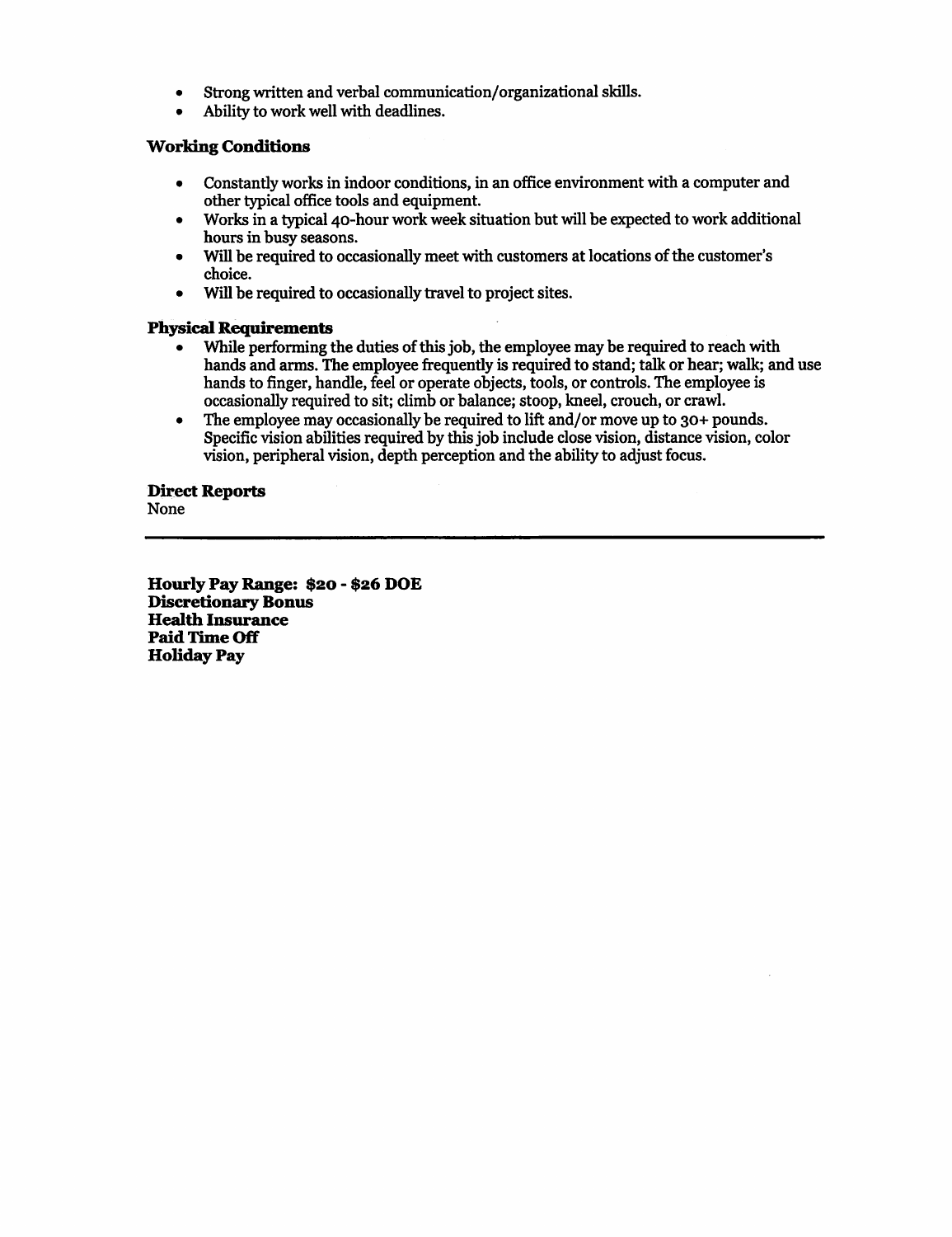- Strong written and verbal communication/organizational skills.
- Ability to work well with deadlines.

### Working Conditions

- Constantly works in indoor conditions, in an office environment with a computer and other typical office tools and equipment.
- Works in a typical 40-hour work week situation but will be expected to work additional hours in busy seasons.
- Will be required to occasionally meet with customers at locations of the customer's choice.
- Will be required to occasionally travel to project sites.

### Physical Requirements

- While performing the duties of this job, the employee may be required to reach with hands and arms. The employee frequently is required to stand; talk or hear; walk; and use hands to finger, handle, feel or operate objects, tools, or controls. The employee is occasionally required to sit; climb or balance; stoop, kneel, crouch, or crawl.
- The employee may occasionally be required to lift and/or move up to 30+ pounds. Specific vision abilities required by this job include close vision, distance vision, color vision, peripheral vision, depth perception and the ability to adjust focus.

### Direct Reports

None

---

**Hourly Pay Range: $20 - $26 DOE**
**Discretionary Bonus**
**Health Insurance**
**Paid Time Off**
**Holiday Pay**